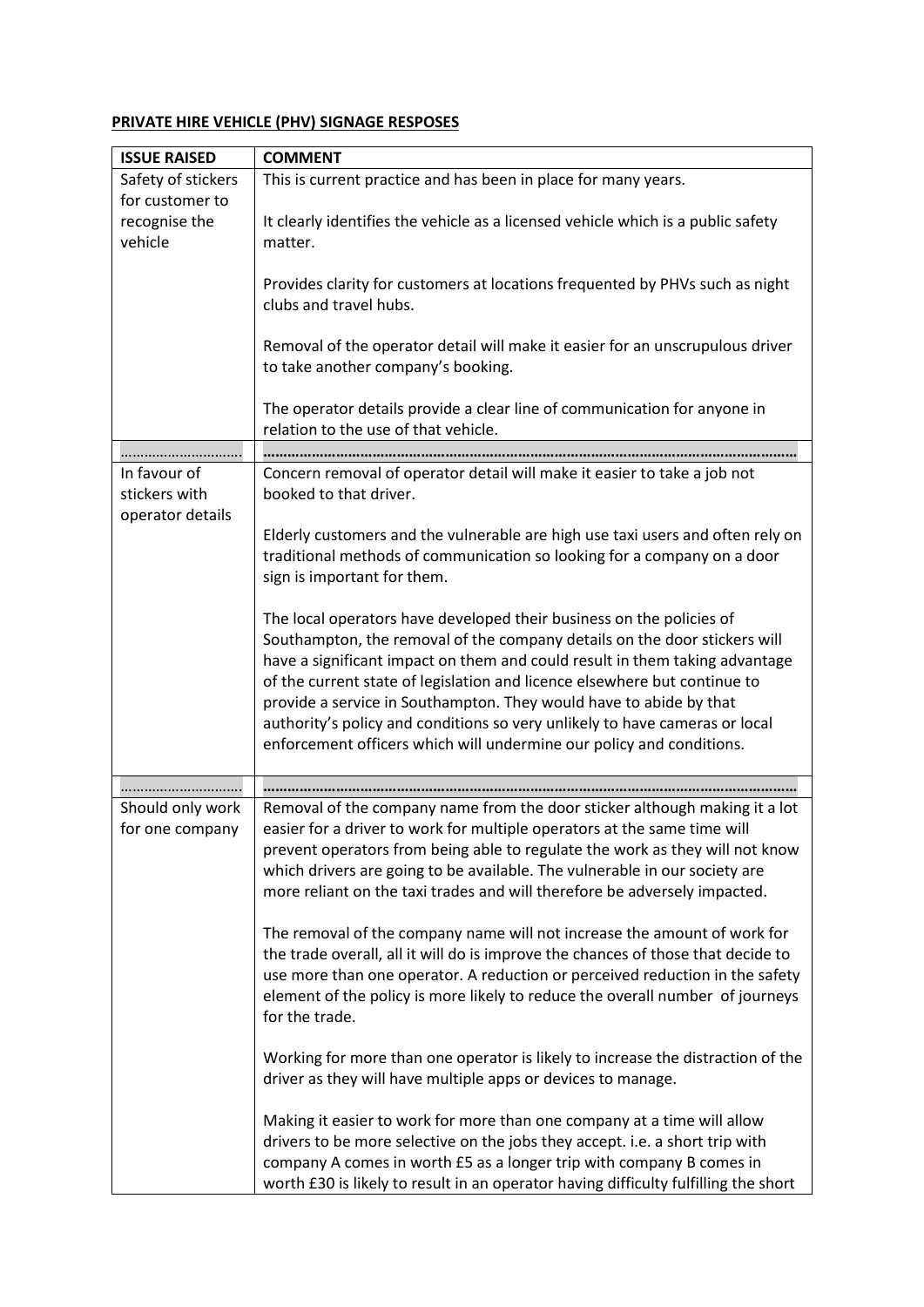**PRIVATE HIRE VEHICLE (PHV) SIGNAGE RESPOSES**

| ISSUE RAISED | COMMENT |
|---|---|
| Safety of stickers for customer to recognise the vehicle | This is current practice and has been in place for many years.<br><br>It clearly identifies the vehicle as a licensed vehicle which is a public safety matter.<br><br>Provides clarity for customers at locations frequented by PHVs such as night clubs and travel hubs.<br><br>Removal of the operator detail will make it easier for an unscrupulous driver to take another company's booking.<br><br>The operator details provide a clear line of communication for anyone in relation to the use of that vehicle. |
| ………………………… | ……………………………………………………………………………………………………………… |
| In favour of stickers with operator details | Concern removal of operator detail will make it easier to take a job not booked to that driver.<br><br>Elderly customers and the vulnerable are high use taxi users and often rely on traditional methods of communication so looking for a company on a door sign is important for them.<br><br>The local operators have developed their business on the policies of Southampton, the removal of the company details on the door stickers will have a significant impact on them and could result in them taking advantage of the current state of legislation and licence elsewhere but continue to provide a service in Southampton. They would have to abide by that authority's policy and conditions so very unlikely to have cameras or local enforcement officers which will undermine our policy and conditions. |
| ………………………… | ……………………………………………………………………………………………………………… |
| Should only work for one company | Removal of the company name from the door sticker although making it a lot easier for a driver to work for multiple operators at the same time will prevent operators from being able to regulate the work as they will not know which drivers are going to be available. The vulnerable in our society are more reliant on the taxi trades and will therefore be adversely impacted.<br><br>The removal of the company name will not increase the amount of work for the trade overall, all it will do is improve the chances of those that decide to use more than one operator. A reduction or perceived reduction in the safety element of the policy is more likely to reduce the overall number of journeys for the trade.<br><br>Working for more than one operator is likely to increase the distraction of the driver as they will have multiple apps or devices to manage.<br><br>Making it easier to work for more than one company at a time will allow drivers to be more selective on the jobs they accept. i.e. a short trip with company A comes in worth £5 as a longer trip with company B comes in worth £30 is likely to result in an operator having difficulty fulfilling the short |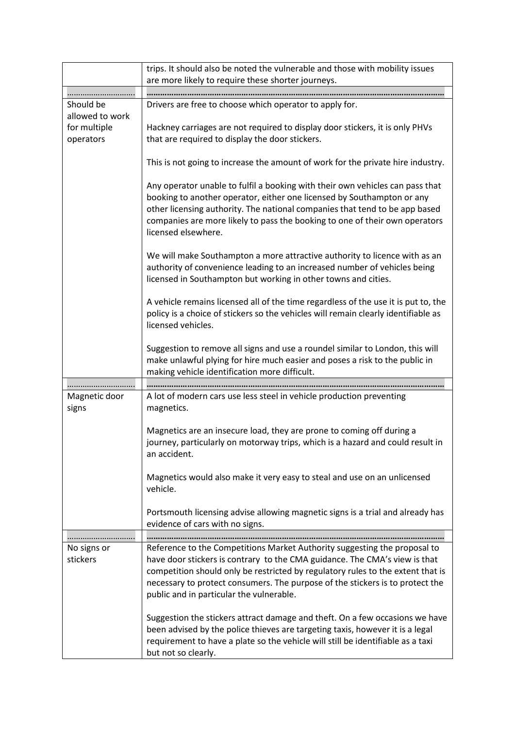| | |
|---|---|
| | trips. It should also be noted the vulnerable and those with mobility issues are more likely to require these shorter journeys. |
| ………………………… | ………………………………………………………………………………………………………… |
| Should be allowed to work for multiple operators | Drivers are free to choose which operator to apply for.<br><br>Hackney carriages are not required to display door stickers, it is only PHVs that are required to display the door stickers.<br><br>This is not going to increase the amount of work for the private hire industry.<br><br>Any operator unable to fulfil a booking with their own vehicles can pass that booking to another operator, either one licensed by Southampton or any other licensing authority. The national companies that tend to be app based companies are more likely to pass the booking to one of their own operators licensed elsewhere.<br><br>We will make Southampton a more attractive authority to licence with as an authority of convenience leading to an increased number of vehicles being licensed in Southampton but working in other towns and cities.<br><br>A vehicle remains licensed all of the time regardless of the use it is put to, the policy is a choice of stickers so the vehicles will remain clearly identifiable as licensed vehicles.<br><br>Suggestion to remove all signs and use a roundel similar to London, this will make unlawful plying for hire much easier and poses a risk to the public in making vehicle identification more difficult. |
| ………………………… | ………………………………………………………………………………………………………… |
| Magnetic door signs | A lot of modern cars use less steel in vehicle production preventing magnetics.<br><br>Magnetics are an insecure load, they are prone to coming off during a journey, particularly on motorway trips, which is a hazard and could result in an accident.<br><br>Magnetics would also make it very easy to steal and use on an unlicensed vehicle.<br><br>Portsmouth licensing advise allowing magnetic signs is a trial and already has evidence of cars with no signs. |
| ………………………… | ………………………………………………………………………………………………………… |
| No signs or stickers | Reference to the Competitions Market Authority suggesting the proposal to have door stickers is contrary to the CMA guidance. The CMA's view is that competition should only be restricted by regulatory rules to the extent that is necessary to protect consumers. The purpose of the stickers is to protect the public and in particular the vulnerable.<br><br>Suggestion the stickers attract damage and theft. On a few occasions we have been advised by the police thieves are targeting taxis, however it is a legal requirement to have a plate so the vehicle will still be identifiable as a taxi but not so clearly. |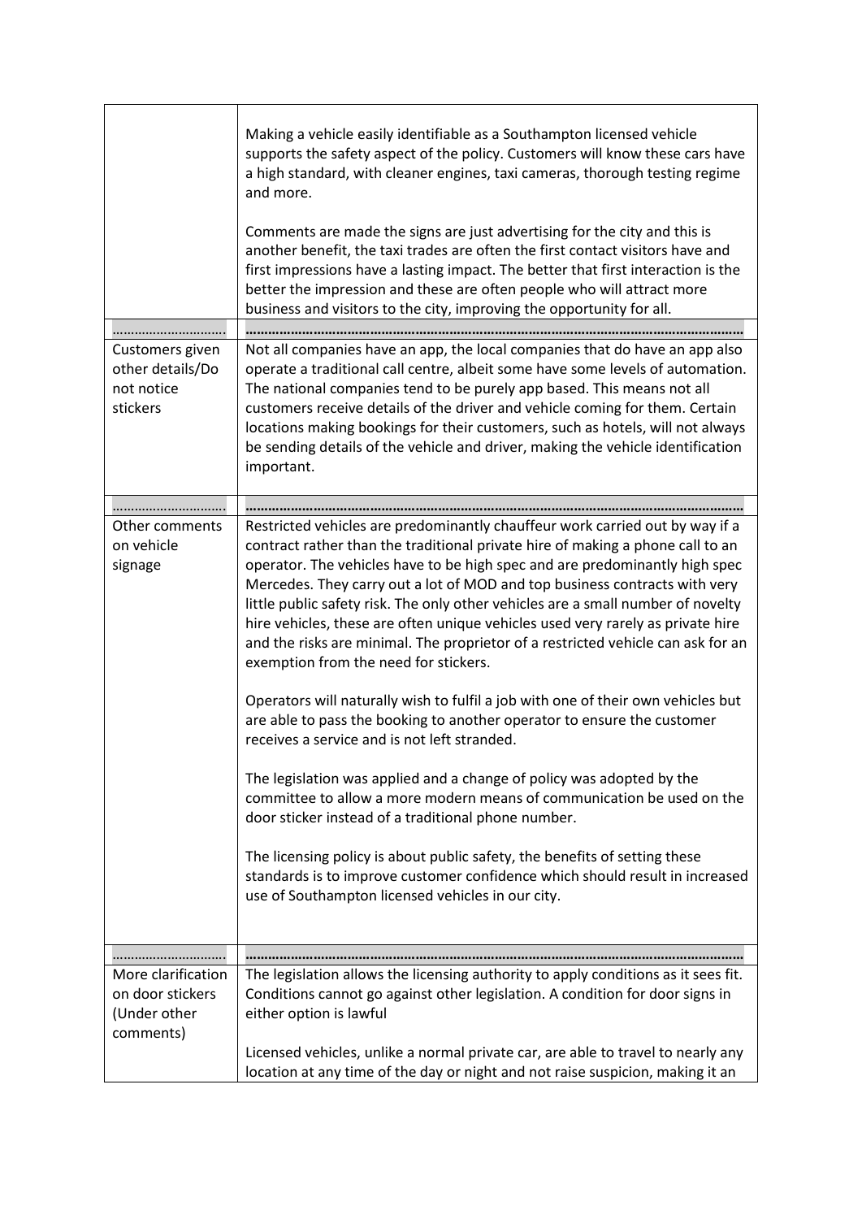| | |
|---|---|
| | Making a vehicle easily identifiable as a Southampton licensed vehicle supports the safety aspect of the policy. Customers will know these cars have a high standard, with cleaner engines, taxi cameras, thorough testing regime and more.<br><br>Comments are made the signs are just advertising for the city and this is another benefit, the taxi trades are often the first contact visitors have and first impressions have a lasting impact. The better that first interaction is the better the impression and these are often people who will attract more business and visitors to the city, improving the opportunity for all. |
| ………………………… | ……………………………………………………………………………………………………………… |
| Customers given other details/Do not notice stickers | Not all companies have an app, the local companies that do have an app also operate a traditional call centre, albeit some have some levels of automation. The national companies tend to be purely app based. This means not all customers receive details of the driver and vehicle coming for them. Certain locations making bookings for their customers, such as hotels, will not always be sending details of the vehicle and driver, making the vehicle identification important. |
| ………………………… | ……………………………………………………………………………………………………………… |
| Other comments on vehicle signage | Restricted vehicles are predominantly chauffeur work carried out by way if a contract rather than the traditional private hire of making a phone call to an operator. The vehicles have to be high spec and are predominantly high spec Mercedes. They carry out a lot of MOD and top business contracts with very little public safety risk. The only other vehicles are a small number of novelty hire vehicles, these are often unique vehicles used very rarely as private hire and the risks are minimal. The proprietor of a restricted vehicle can ask for an exemption from the need for stickers.<br><br>Operators will naturally wish to fulfil a job with one of their own vehicles but are able to pass the booking to another operator to ensure the customer receives a service and is not left stranded.<br><br>The legislation was applied and a change of policy was adopted by the committee to allow a more modern means of communication be used on the door sticker instead of a traditional phone number.<br><br>The licensing policy is about public safety, the benefits of setting these standards is to improve customer confidence which should result in increased use of Southampton licensed vehicles in our city. |
| ………………………… | ……………………………………………………………………………………………………………… |
| More clarification on door stickers (Under other comments) | The legislation allows the licensing authority to apply conditions as it sees fit. Conditions cannot go against other legislation. A condition for door signs in either option is lawful<br><br>Licensed vehicles, unlike a normal private car, are able to travel to nearly any location at any time of the day or night and not raise suspicion, making it an |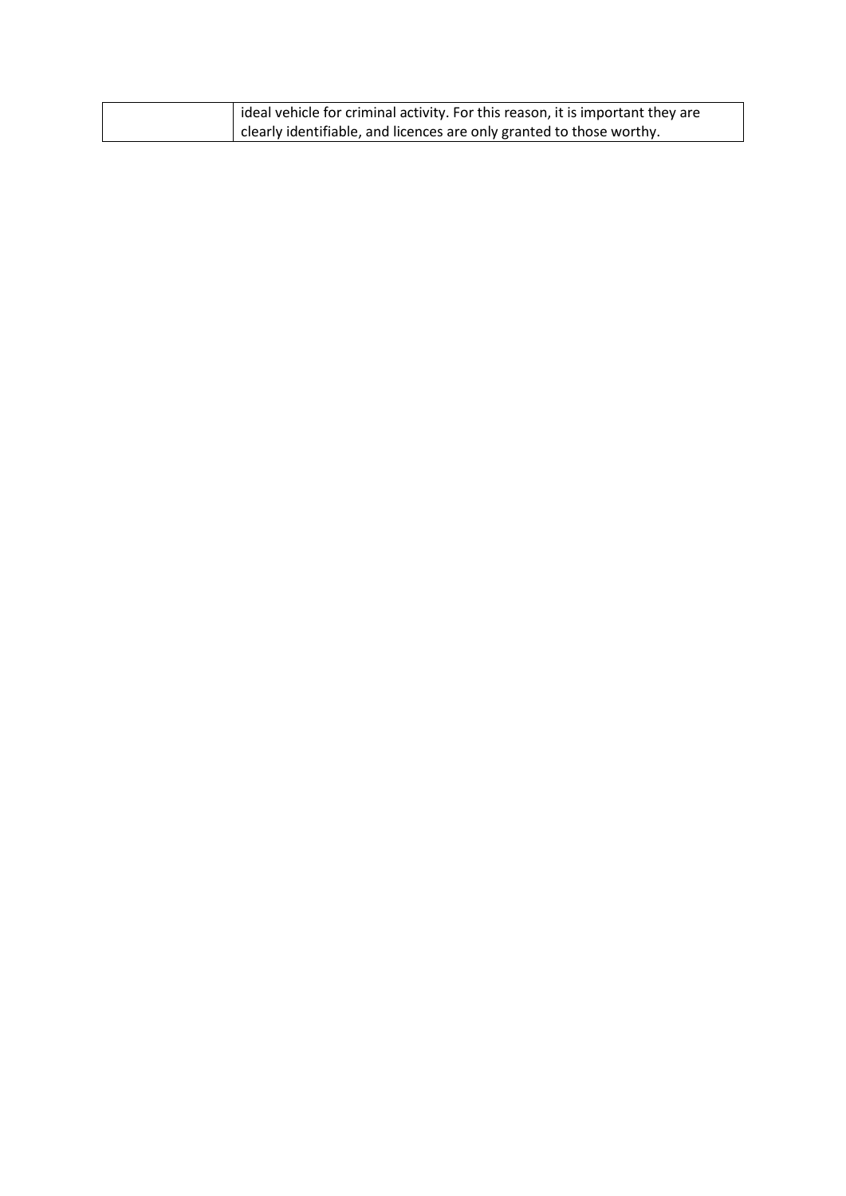| | |
|---|---|
| | ideal vehicle for criminal activity. For this reason, it is important they are clearly identifiable, and licences are only granted to those worthy. |